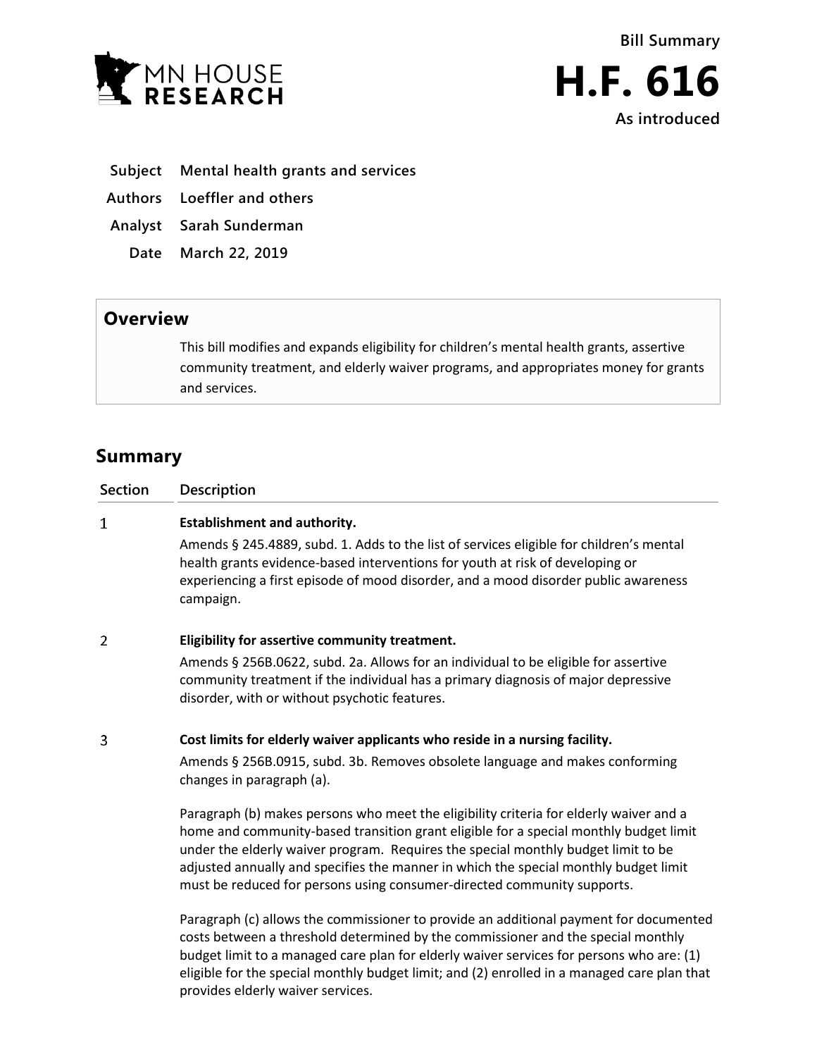MN HOUSE RESEARCH

Bill Summary

# H.F. 616

As introduced

**Subject** Mental health grants and services

**Authors** Loeffler and others

**Analyst** Sarah Sunderman

**Date** March 22, 2019

## Overview

This bill modifies and expands eligibility for children's mental health grants, assertive community treatment, and elderly waiver programs, and appropriates money for grants and services.

## Summary

| Section | Description |
|---|---|
| 1 | **Establishment and authority.**<br><br>Amends § 245.4889, subd. 1. Adds to the list of services eligible for children's mental health grants evidence-based interventions for youth at risk of developing or experiencing a first episode of mood disorder, and a mood disorder public awareness campaign. |
| 2 | **Eligibility for assertive community treatment.**<br><br>Amends § 256B.0622, subd. 2a. Allows for an individual to be eligible for assertive community treatment if the individual has a primary diagnosis of major depressive disorder, with or without psychotic features. |
| 3 | **Cost limits for elderly waiver applicants who reside in a nursing facility.**<br><br>Amends § 256B.0915, subd. 3b. Removes obsolete language and makes conforming changes in paragraph (a).<br><br>Paragraph (b) makes persons who meet the eligibility criteria for elderly waiver and a home and community-based transition grant eligible for a special monthly budget limit under the elderly waiver program. Requires the special monthly budget limit to be adjusted annually and specifies the manner in which the special monthly budget limit must be reduced for persons using consumer-directed community supports.<br><br>Paragraph (c) allows the commissioner to provide an additional payment for documented costs between a threshold determined by the commissioner and the special monthly budget limit to a managed care plan for elderly waiver services for persons who are: (1) eligible for the special monthly budget limit; and (2) enrolled in a managed care plan that provides elderly waiver services. |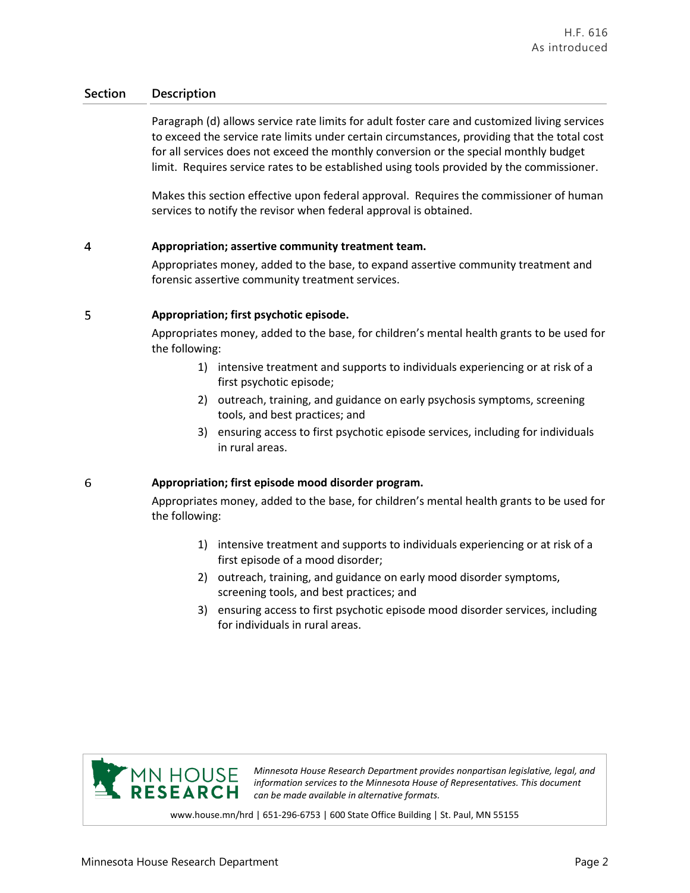| Section | Description |
|---|---|
| | Paragraph (d) allows service rate limits for adult foster care and customized living services to exceed the service rate limits under certain circumstances, providing that the total cost for all services does not exceed the monthly conversion or the special monthly budget limit. Requires service rates to be established using tools provided by the commissioner.<br><br>Makes this section effective upon federal approval. Requires the commissioner of human services to notify the revisor when federal approval is obtained. |
| 4 | **Appropriation; assertive community treatment team.**<br><br>Appropriates money, added to the base, to expand assertive community treatment and forensic assertive community treatment services. |
| 5 | **Appropriation; first psychotic episode.**<br><br>Appropriates money, added to the base, for children's mental health grants to be used for the following:<br>1) intensive treatment and supports to individuals experiencing or at risk of a first psychotic episode;<br>2) outreach, training, and guidance on early psychosis symptoms, screening tools, and best practices; and<br>3) ensuring access to first psychotic episode services, including for individuals in rural areas. |
| 6 | **Appropriation; first episode mood disorder program.**<br><br>Appropriates money, added to the base, for children's mental health grants to be used for the following:<br>1) intensive treatment and supports to individuals experiencing or at risk of a first episode of a mood disorder;<br>2) outreach, training, and guidance on early mood disorder symptoms, screening tools, and best practices; and<br>3) ensuring access to first psychotic episode mood disorder services, including for individuals in rural areas. |

MN HOUSE RESEARCH

*Minnesota House Research Department provides nonpartisan legislative, legal, and information services to the Minnesota House of Representatives. This document can be made available in alternative formats.*

www.house.mn/hrd | 651-296-6753 | 600 State Office Building | St. Paul, MN 55155